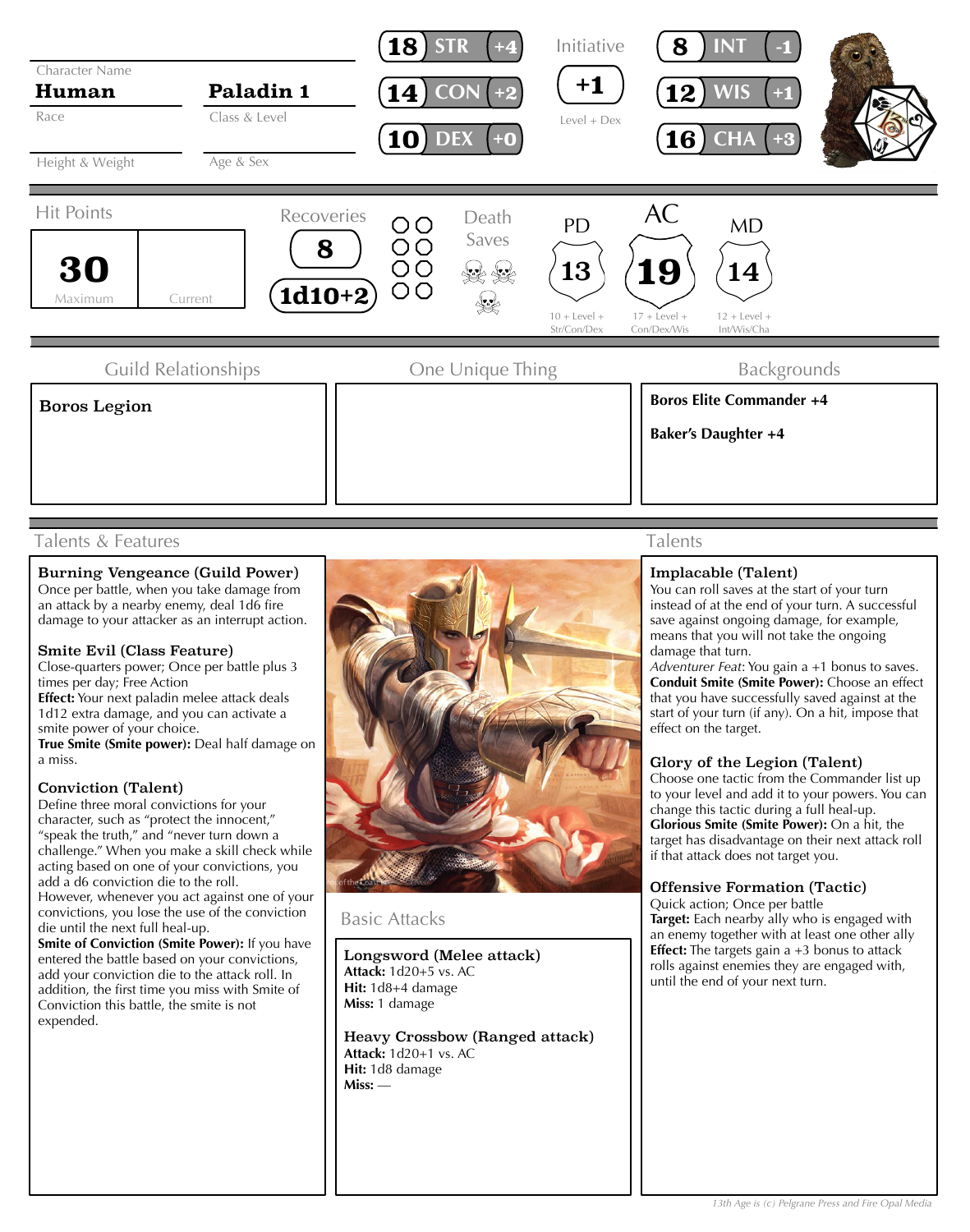| Character Name | Class & Level |
|---|---|
| Human | Paladin 1 |
| Race | |
| Height & Weight | Age & Sex |

| Ability | Score | Modifier |
|---|---|---|
| STR | 18 | +4 |
| CON | 14 | +2 |
| DEX | 10 | +0 |
| INT | 8 | -1 |
| WIS | 12 | +1 |
| CHA | 16 | +3 |

**Initiative:** +1 (Level + Dex)

## Hit Points

| Maximum | Current |
|---|---|
| 30 | |

**Recoveries:** 8 — 1d10+2

**Death Saves**

| PD | AC | MD |
|---|---|---|
| 13 | 19 | 14 |
| 10 + Level + Str/Con/Dex | 17 + Level + Con/Dex/Wis | 12 + Level + Int/Wis/Cha |

## Guild Relationships

Boros Legion

## One Unique Thing

## Backgrounds

**Boros Elite Commander +4**

**Baker's Daughter +4**

## Talents & Features

**Burning Vengeance (Guild Power)**
Once per battle, when you take damage from an attack by a nearby enemy, deal 1d6 fire damage to your attacker as an interrupt action.

**Smite Evil (Class Feature)**
Close-quarters power; Once per battle plus 3 times per day; Free Action
**Effect:** Your next paladin melee attack deals 1d12 extra damage, and you can activate a smite power of your choice.
**True Smite (Smite power):** Deal half damage on a miss.

**Conviction (Talent)**
Define three moral convictions for your character, such as "protect the innocent," "speak the truth," and "never turn down a challenge." When you make a skill check while acting based on one of your convictions, you add a d6 conviction die to the roll.
However, whenever you act against one of your convictions, you lose the use of the conviction die until the next full heal-up.
**Smite of Conviction (Smite Power):** If you have entered the battle based on your convictions, add your conviction die to the attack roll. In addition, the first time you miss with Smite of Conviction this battle, the smite is not expended.

## Basic Attacks

**Longsword (Melee attack)**
**Attack:** 1d20+5 vs. AC
**Hit:** 1d8+4 damage
**Miss:** 1 damage

**Heavy Crossbow (Ranged attack)**
**Attack:** 1d20+1 vs. AC
**Hit:** 1d8 damage
**Miss:** —

## Talents

**Implacable (Talent)**
You can roll saves at the start of your turn instead of at the end of your turn. A successful save against ongoing damage, for example, means that you will not take the ongoing damage that turn.
*Adventurer Feat*: You gain a +1 bonus to saves.
**Conduit Smite (Smite Power):** Choose an effect that you have successfully saved against at the start of your turn (if any). On a hit, impose that effect on the target.

**Glory of the Legion (Talent)**
Choose one tactic from the Commander list up to your level and add it to your powers. You can change this tactic during a full heal-up.
**Glorious Smite (Smite Power):** On a hit, the target has disadvantage on their next attack roll if that attack does not target you.

**Offensive Formation (Tactic)**
Quick action; Once per battle
**Target:** Each nearby ally who is engaged with an enemy together with at least one other ally
**Effect:** The targets gain a +3 bonus to attack rolls against enemies they are engaged with, until the end of your next turn.

*13th Age is (c) Pelgrane Press and Fire Opal Media*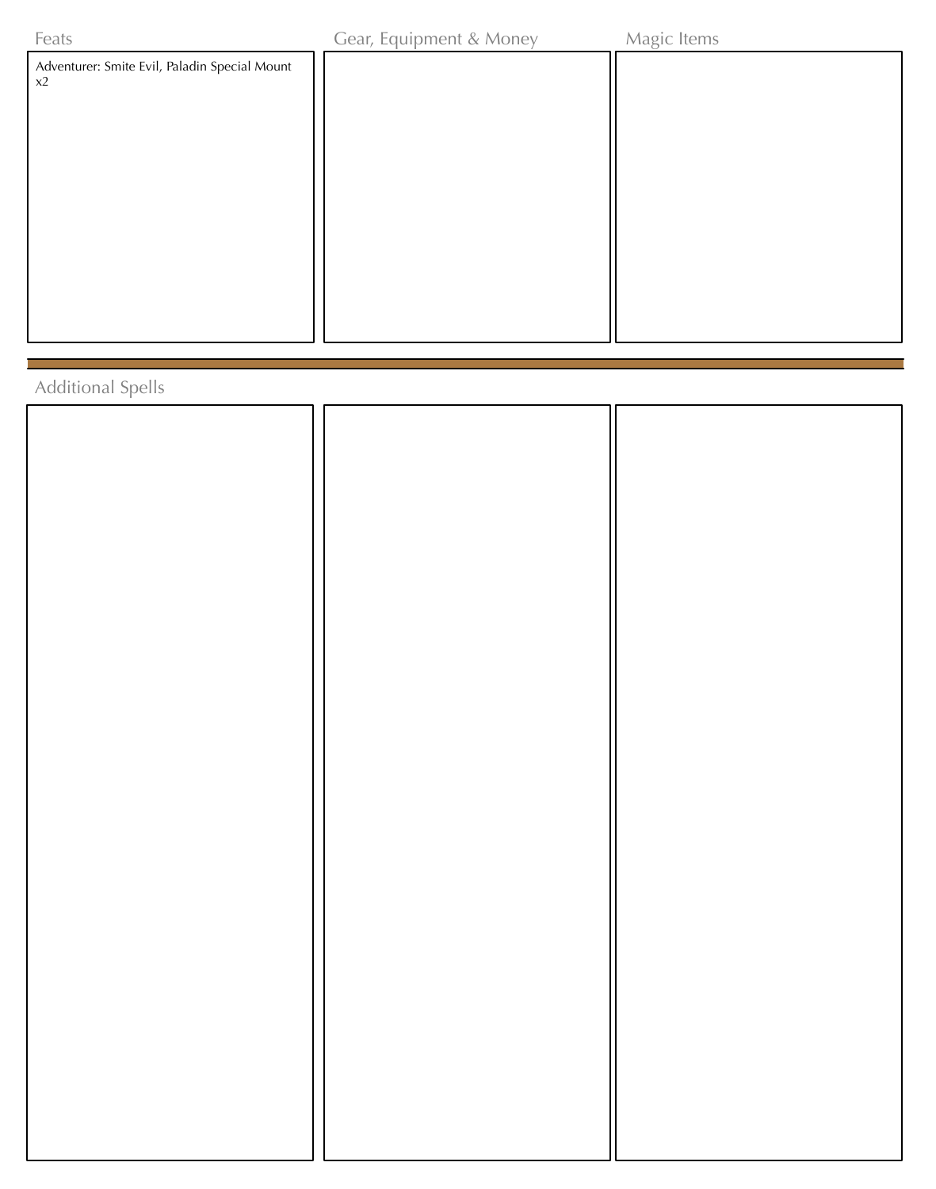## Feats

Adventurer: Smite Evil, Paladin Special Mount x2

## Gear, Equipment & Money

## Magic Items

## Additional Spells